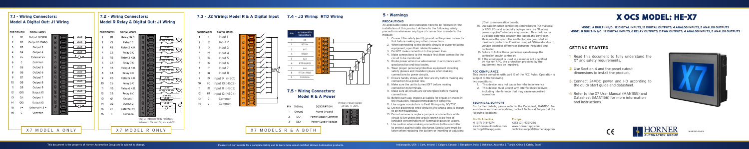# X OCS MODEL: HE-X7

**MODEL A BUILT-IN I/O: 12 DIGITAL INPUTS, 12 DIGITAL OUTPUTS, 4 ANALOG INPUTS, 2 ANALOG OUTPUTS**
**MODEL R BUILT-IN I/O: 12 DIGITAL INPUTS, 6 RELAY OUTPUTS, 2 PWM OUTPUTS, 4 ANALOG INPUTS, 2 ANALOG OUTPUTS**

## GETTING STARTED

1. Read this document to fully understand the X7 and safety requirements.
2. Use Section 4 and the panel cutout dimensions to install the product.
3. Connect 24VDC power and I-O according to the quick start guide and datasheet.
4. Refer to the X7 User Manual (MAN1155) and Datasheet (MAN1156) for more information and instructions.

## 7.1 - Wiring Connectors: Model A Digital Out: J1 Wiring

| POSITION/PIN | DIGITAL MODEL |
|---|---|
| 1 | Q1 Output 1 (PWM) |
| 2 | Q2 Output 2 (PWM) |
| 3 | Q3 Output 3 |
| 4 | Q4 Output 4 |
| 5 | V+ External V+ |
| 6 | C Common |
| 7 | Q5 Output 5 |
| 8 | Q6 Output 6 |
| 9 | Q7 Output 7 |
| 10 | Q8 Output 8 |
| 11 | Q9 Output 9 |
| 12 | Q10 Output 10 |
| 13 | Q11 Output 11 |
| 14 | Q12 Output 12 |
| 15 | V+ External V 2 + |
| 16 | C Common |

X7 MODEL A ONLY

## 7.2 - Wiring Connectors: Model R Relay & Digital Out: J1 Wiring

| POSITION/PIN | DIGITAL MODEL |
|---|---|
| 1 | R1 Relay 1 N.O. |
| 2 | C1 Relay 1 C |
| 3 | R2 Relay 2 N.O. |
| 4 | C2 Relay 2 C |
| 5 | R3 Relay 3 N.O. |
| 6 | C3 Relay 3 C |
| 7 | R4 Relay 4 N.O. |
| 8 | C4 Relay 4 C |
| 9 | R5 Relay 5 N.O. |
| 10 | C5 Relay 5 C |
| 11 | R6 Relay 6 N.O. |
| 12 | C6 Relay 6 C |
| 13 | Q1 Output 1 |
| 14 | Q2 Output 2 |
| 15 | V+ External V+ |
| 16 | C Common |

NOTE: Internal 10kΩ resistors between: V+ and Q1, V+ and Q2

X7 MODEL R ONLY

## 7.3 - J2 Wiring: Model R & Digital Input

| POSITION/PIN | DIGITAL MODEL |
|---|---|
| 1 | I1 Input 1 |
| 2 | I2 Input 2 |
| 3 | I3 Input 3 |
| 4 | I4 Input 4 |
| 5 | I5 Input 5 |
| 6 | I6 Input 6 |
| 7 | I7 Input 7 |
| 8 | I8 Input 8 |
| 9 | I9 Input 9 (HSC1) |
| 10 | I10 Input 10 (HSC2) |
| 11 | I11 Input 11 (HSC3) |
| 12 | I12 Input 12 (HSC4) |
| 13 | C Common |
| 14 | C Common |

## 7.4 - J3 Wiring: RTD Wiring

| PIN | 4x2-Wire RTD Connections |
|---|---|
| 1 | AI1 |
| 2 | RTD1+ |
| 3 | AI2 |
| 4 | RTD2+ |
| 5 | AI3 |
| 6 | RTD3+/AO1 |
| 7 | AI4 |
| 8 | RTD4+/AO2 |
| 9 | Common |

## 7.5 - Wiring Connectors: Model R & Power

| PIN | SIGNAL | DESCRIPTION |
|---|---|---|
| 1 | Ground | Frame Ground |
| 2 | DC- | Power Supply Common |
| 3 | DC+ | Power Supply Voltage |

Primary Power Range: 24VDC +/- 20%

X7 MODELS R & A BOTH

## 5 - Warnings

### PRECAUTIONS

All applicable codes and standards need to be followed in the installation of this product. Adhere to the following safety precautions whenever any type of connection is made to the module:

1. Connect the safety (earth) ground on the power connector first before making any other connections.
2. When connecting to the electric circuits or pulse-initiating equipment, open their related breakers.
3. Do NOT make connection to live power lines.
4. Make connections to the module first; then connect to the circuit to be monitored.
5. Route power wires in a safe manner in accordance with good practice and local codes.
6. Wear proper personal protective equipment including safety glasses and insulated gloves when making connections to power circuits.
7. Ensure hands, shoes, and floor are dry before making any connection to a power line.
8. Make sure the unit is turned OFF before making connection to terminals.
9. Make sure all circuits are de-energized before making connections.
10. Before each use, inspect all cables for breaks or cracks in the insulation. Replace immediately if defective.
11. Use copper conductors in Field Wiring only, 60/75°C.
12. Do not disconnect while circuit is live unless area is known to be non-hazardous.
13. Do not remove or replace jumpers or connectors while circuit is live unless the area is known to be free of ignitable concentrations of flammable gases or vapors.
14. Use caution when making connections to the controller to protect against static discharge. Special care must be taken when replacing the battery or inserting or adjusting I/O or communication boards.
15. Use caution when connecting controllers to PCs via serial or USB. PCs and especially laptops may use "floating power supplies" that are ungrounded. This could cause a voltage potential between the laptop and controller. Make sure the controller and laptop are grounded for maximum protection. Consider using a USB isolator due to voltage potential differences between the laptop and controller.
16. Failure to follow these guidelines can damage the controller and/or controller.
17. If the equipment is used in a manner not specified by Horner APG, the protection provided by the equipment may be impaired.

### FCC COMPLIANCE

This device complies with part 15 of the FCC Rules. Operation is subject to the following two conditions:

1. This device may not cause harmful interference
2. This device must accept any interference received, including interference that may cause undesired operation

### TECHNICAL SUPPORT

For further details, please refer to the Datasheet, MAN1155. For assistance and manual updates, contact Technical Support at the following locations:

**North America**
+1 (317) 916-4274
www.hornerautomation.com
techsppt@heapg.com

**Europe**
+353 (21) 4321-266
www.horner-apg.com
technical.support@horner-apg.com

MAN1157-05-EN

This document is the property of Horner Automation Group and is subject to change.

Please visit our website for a complete listing and to learn more about certified Horner Automation products.

Indianapolis, USA | Cork, Ireland | Calgary, Canada | Bangalore, India | Oakleigh, Australia | Tianjin, China | Estela, Brazil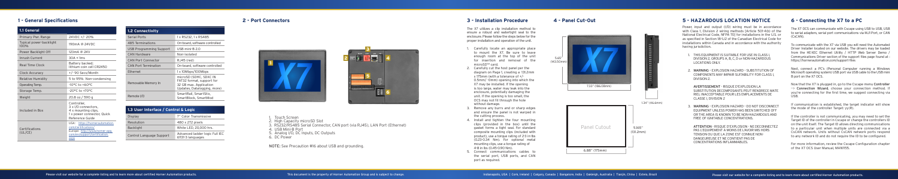## 1 - General Specifications

| 1.1 General | |
|---|---|
| Primary Pwr. Range | 24VDC +/- 20% |
| Typical power (backlight 100% | 190mA @ 24VDC |
| Power Backlight Off | 123mA @ 24V |
| Inrush Current | 30A < 1ms |
| Real Time Clock | Battery backed; lithium coin cell CR2450 |
| Clock Accuracy | +/- 90 Secs/Month |
| Relative Humidity | 5 to 95% Non-condensing |
| Operating Temp. | -10°C to +60°C |
| Storage Temp. | -20°C to +70°C |
| Weight | 20.8 oz./ 590 g |
| Included in Box | Controller, 3 x I/O connectors, 4 x mounting clips, 1 x power connector, Quick Reference Guide |
| Certifications (UL/CE) | USA: https://hornerautomation.com/certifications/ Europe: http://www.horner-apg.com/en/support/certification.aspx |

| 1.2 Connectivity | |
|---|---|
| Serial Ports | 1 x RS232, 1 x RS485 |
| 485 Terminations | On board, software controlled |
| USB Programming Support | USB mini-B 2.0 |
| CAN Hardware | Non-isolated |
| CAN Port Connector | RJ45 (red) |
| CAN Port Termination | On board, software controlled |
| Ethernet | 1 x 10Mbps/100Mbps |
| Removable Memory In | microSD (SDHC, SDXC IN FAT32 format, support for 32 GB max. Application Updates, Datalogging, more) |
| Remote I/O | SmartRail, SmartStix, SmartBlock, SmartMod |

| 1.3 User Interface / Control & Logic | |
|---|---|
| Display | 7" Color Transmissive |
| Resolution | 480 x 272 pixels |
| Backlight | White LED, 20,000 hrs. |
| Control Language Support | Advanced ladder logic Full IEC 61131-3 languages |

## 2 - Port Connectors

1. Touch Screen
2. High Capacity microSD Slot
3. RS232/RS485 Serial Connector, CAN port (via RJ45), LAN Port (Ethernet)
4. USB Mini-B Port
5. Analog I/O, DC Inputs, DC Outputs
6. DC Power

NOTE: See Precaution #16 about USB and grounding.

## 3 - Installation Procedure

The X7 utilizes a clip installation method to ensure a robust and watertight seal to the enclosure. Please follow the steps below for the proper installation and operation of the unit.

1. Carefully locate an appropriate place to mount the X7. Be sure to leave enough room at the top of the unit for insertion and removal of the microSD™ card.
2. Carefully cut the host panel per the diagram on Page 1, creating a 131.2mm x 175mm (with a tolerance of +/- 0.5mm/ -0mm) opening into which the X7 may be installed. If the opening is too large, water may leak into the enclosure, potentially damaging the unit. If the opening is too small, the OCS may not fit through the hole without damage.
3. Remove any burrs and or sharp edges and ensure the panel is not warped in the cutting process.
4. Install and tighten the four mounting clips (provided in the box) until the gasket forms a tight seal. For standard composite mounting clips (included with product), use a torque rating of 2-3 in-lbs (0.23-0.34 Nm). For optional metal mounting clips, use a torque rating of 4-8 in-lbs (0.45-0.90 Nm).
5. Connect communications cables to the serial port, USB ports, and CAN port as required.

## 4 - Panel Cut-Out

5.65" (143.50mm)

7.33" (186.08mm)

1.34" (46.6mm)

Panel Cutout

5.165" (131.2mm)

6.88" (175mm)

## 5 - HAZARDOUS LOCATION NOTICE

Power, input and output (I/O) wiring must be in accordance with Class I, Division 2 wiring methods [Article 501-4(b) of the National Electrical Code, NFPA 70] for installations in the U.S. or as specified in Section 18-1J2 of the Canadian Electrical Code for installations within Canada and in accordance with the authority having jurisdiction.

1. THIS EQUIPMENT IS SUITABLE FOR USE IN CLASS I, DIVISION 2, GROUPS A, B, C, D OR NON-HAZARDOUS LOCATIONS ONLY.
2. WARNING - EXPLOSION HAZARD - SUBSTITUTION OF COMPONENTS MAY IMPAIR SUITABILITY FOR CLASS I, DIVISION 2.

   AVERTISSEMENT - RISQUE D'EXPLOSION LA SUBSTITUTION DECOMPOSANTS PEUT RENDREICE MATE RIEL INACCEPTABLE POUR LES EMPLACEMENTS DE CLASSE I, DIVISION 2
3. WARNING - EXPLOSION HAZARD - DO NOT DISCONNECT EQUIPMENT UNLESS POWER HAS BEEN SWITCHED OFF OR THE AREA IS KNOWN TO BE NON-HAZARDOUS AND FREE OF IGNITABLE CONCENTRATIONS.

   ATTENTION - RISQUE D'EXPLOSION - NE DECONNECTEZ PAS L'EQUIPEMENT A MOINS DE L'AVOIR MIS HORS TENSION OU QUE LA ZONE EST CONNUE NON-DANGEREUSE ET NE CONTIENT PAS DE CONCENTRATIONS INFLAMMABLES.

## 6 - Connecting the X7 to a PC

The X7 OCS can communicate with Cscape using USB to USB, USB to serial adapters, serial port communications via MJ1 Port, or CAN (CsCAN).

To communicate with the X7 via USB you will need the Automated Driver Installer located on our website. The drivers may be loaded from the HE-XEC Ethernet Utility / HTTP Web Server Demo / Communications Driver section of the support files page found at : https://hornerautomation.com/support-files

Next, connect a PC's (Personal Computer running a Windows Microsoft operating system) USB port via USB cable to the USB mini B port on the X7 OCS.

Now that the X7 is plugged in, go to the Cscape menu **Controller --> Connection Wizard**, choose your connection method. If you're connecting for the first time, we suggest connecting via USB.

If communication is established, the target indicator will show the mode of the controller Target: yy(R).

If the controller is not communicating, you may need to set the Target ID of the controller in Cscape or change the controllers ID on the unit itself. The Target ID allows directing communications to a particular unit when multiple units are connected via a CsCAN network. Units without CsCAN network ports respond to any network ID and do not require the ID to be configured.

For more information, review the Cscape Configuration chapter of the X7 OCS User Manual, MAN1155.